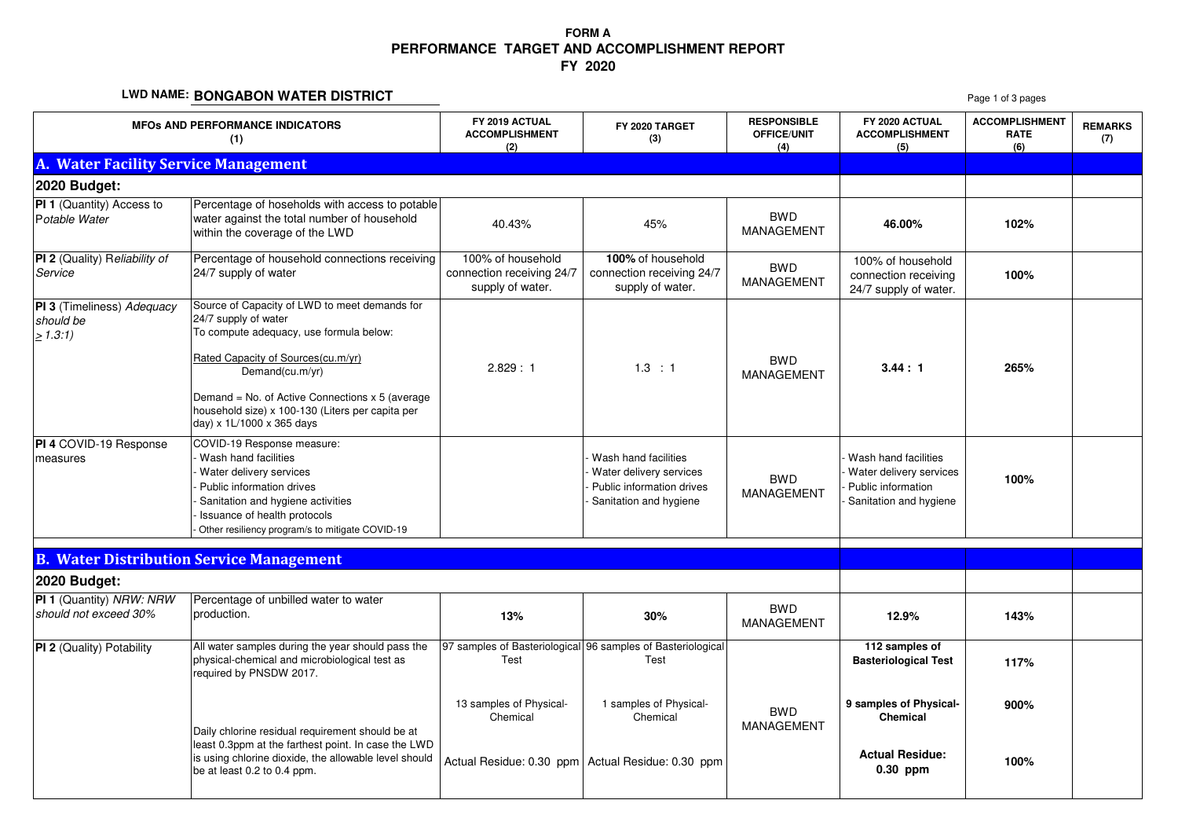**FORM A**
# PERFORMANCE TARGET AND ACCOMPLISHMENT REPORT
## FY 2020

**LWD NAME: BONGABON WATER DISTRICT**

| MFOs AND PERFORMANCE INDICATORS (1) | | FY 2019 ACTUAL ACCOMPLISHMENT (2) | FY 2020 TARGET (3) | RESPONSIBLE OFFICE/UNIT (4) | FY 2020 ACTUAL ACCOMPLISHMENT (5) | ACCOMPLISHMENT RATE (6) | REMARKS (7) |
|---|---|---|---|---|---|---|---|
| **A. Water Facility Service Management** | | | | | | | |
| **2020 Budget:** | | | | | | | |
| **PI 1** (Quantity) Access to Potable Water | Percentage of hoseholds with access to potable water against the total number of household within the coverage of the LWD | 40.43% | 45% | BWD MANAGEMENT | **46.00%** | **102%** | |
| **PI 2** (Quality) *Reliability of Service* | Percentage of household connections receiving 24/7 supply of water | 100% of household connection receiving 24/7 supply of water. | **100%** of household connection receiving 24/7 supply of water. | BWD MANAGEMENT | 100% of household connection receiving 24/7 supply of water. | **100%** | |
| **PI 3** (Timeliness) *Adequacy should be ≥ 1.3:1)* | Source of Capacity of LWD to meet demands for 24/7 supply of water<br>To compute adequacy, use formula below:<br>$\frac{\text{Rated Capacity of Sources(cu.m/yr)}}{\text{Demand(cu.m/yr)}}$<br>Demand = No. of Active Connections x 5 (average household size) x 100-130 (Liters per capita per day) x 1L/1000 x 365 days | 2.829 : 1 | 1.3 : 1 | BWD MANAGEMENT | **3.44 : 1** | **265%** | |
| **PI 4** COVID-19 Response measures | COVID-19 Response measure:<br>- Wash hand facilities<br>- Water delivery services<br>- Public information drives<br>- Sanitation and hygiene activities<br>- Issuance of health protocols<br>- Other resiliency program/s to mitigate COVID-19 | | - Wash hand facilities<br>- Water delivery services<br>- Public information drives<br>- Sanitation and hygiene | BWD MANAGEMENT | - Wash hand facilities<br>- Water delivery services<br>- Public information<br>- Sanitation and hygiene | **100%** | |
| **B. Water Distribution Service Management** | | | | | | | |
| **2020 Budget:** | | | | | | | |
| **PI 1** (Quantity) *NRW: NRW should not exceed 30%* | Percentage of unbilled water to water production. | **13%** | **30%** | BWD MANAGEMENT | **12.9%** | **143%** | |
| **PI 2** (Quality) Potability | All water samples during the year should pass the physical-chemical and microbiological test as required by PNSDW 2017. | 97 samples of Basteriological Test | 96 samples of Basteriological Test | BWD MANAGEMENT | **112 samples of Basteriological Test** | **117%** | |
| | | 13 samples of Physical-Chemical | 1 samples of Physical-Chemical | | **9 samples of Physical-Chemical** | **900%** | |
| | Daily chlorine residual requirement should be at least 0.3ppm at the farthest point. In case the LWD is using chlorine dioxide, the allowable level should be at least 0.2 to 0.4 ppm. | Actual Residue: 0.30 ppm | Actual Residue: 0.30 ppm | | **Actual Residue: 0.30 ppm** | **100%** | |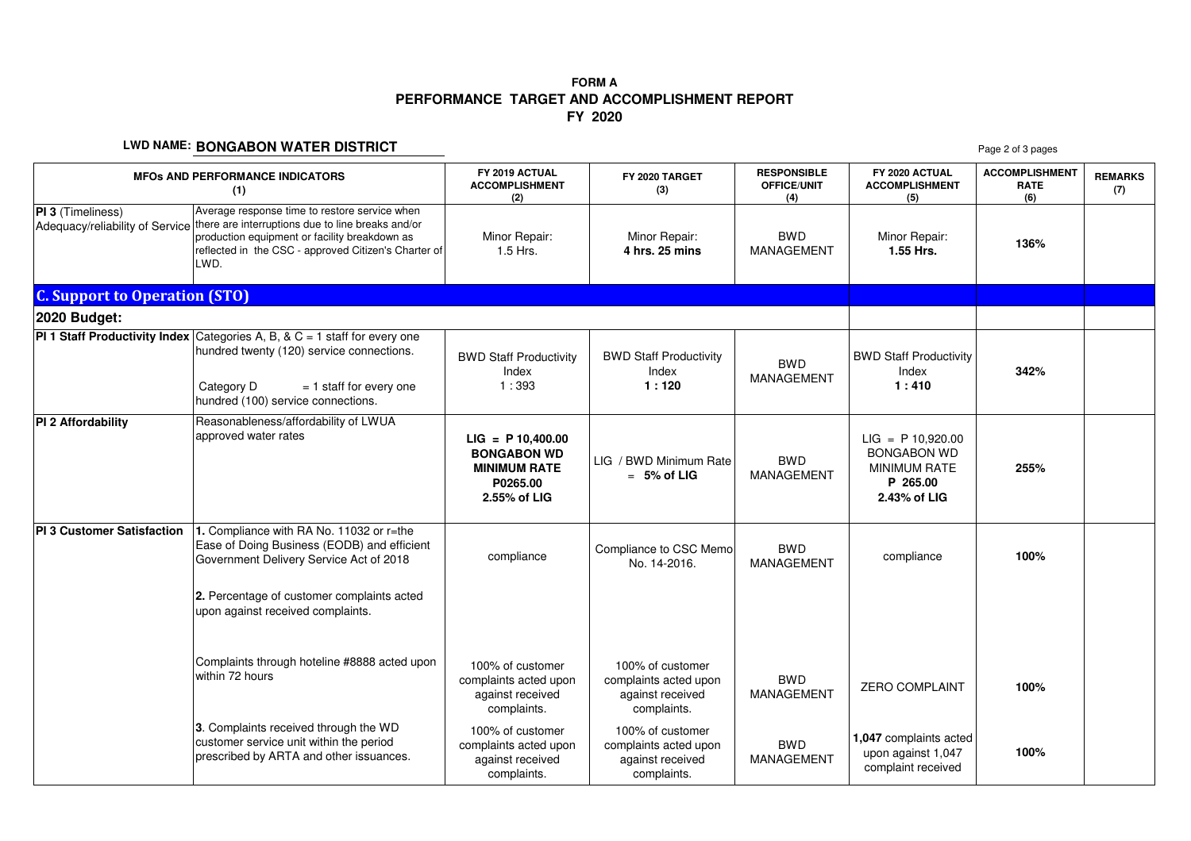**FORM A**
**PERFORMANCE TARGET AND ACCOMPLISHMENT REPORT**
**FY 2020**

**LWD NAME: BONGABON WATER DISTRICT**

| MFOs AND PERFORMANCE INDICATORS (1) | | FY 2019 ACTUAL ACCOMPLISHMENT (2) | FY 2020 TARGET (3) | RESPONSIBLE OFFICE/UNIT (4) | FY 2020 ACTUAL ACCOMPLISHMENT (5) | ACCOMPLISHMENT RATE (6) | REMARKS (7) |
|---|---|---|---|---|---|---|---|
| **PI 3** (Timeliness) Adequacy/reliability of Service | Average response time to restore service when there are interruptions due to line breaks and/or production equipment or facility breakdown as reflected in the CSC - approved Citizen's Charter of LWD. | Minor Repair: 1.5 Hrs. | Minor Repair: **4 hrs. 25 mins** | BWD MANAGEMENT | Minor Repair: **1.55 Hrs.** | **136%** | |
| **C. Support to Operation (STO)** | | | | | | | |
| **2020 Budget:** | | | | | | | |
| **PI 1 Staff Productivity Index** | Categories A, B, & C = 1 staff for every one hundred twenty (120) service connections. Category D = 1 staff for every one hundred (100) service connections. | BWD Staff Productivity Index 1 : 393 | BWD Staff Productivity Index **1 : 120** | BWD MANAGEMENT | BWD Staff Productivity Index **1 : 410** | **342%** | |
| **PI 2 Affordability** | Reasonableness/affordability of LWUA approved water rates | **LIG = P 10,400.00 BONGABON WD MINIMUM RATE P0265.00 2.55% of LIG** | LIG / BWD Minimum Rate = **5% of LIG** | BWD MANAGEMENT | LIG = P 10,920.00 BONGABON WD MINIMUM RATE **P 265.00** **2.43% of LIG** | **255%** | |
| **PI 3 Customer Satisfaction** | **1.** Compliance with RA No. 11032 or r=the Ease of Doing Business (EODB) and efficient Government Delivery Service Act of 2018 | compliance | Compliance to CSC Memo No. 14-2016. | BWD MANAGEMENT | compliance | **100%** | |
| | **2.** Percentage of customer complaints acted upon against received complaints. | | | | | | |
| | Complaints through hoteline #8888 acted upon within 72 hours | 100% of customer complaints acted upon against received complaints. | 100% of customer complaints acted upon against received complaints. | BWD MANAGEMENT | ZERO COMPLAINT | **100%** | |
| | **3**. Complaints received through the WD customer service unit within the period prescribed by ARTA and other issuances. | 100% of customer complaints acted upon against received complaints. | 100% of customer complaints acted upon against received complaints. | BWD MANAGEMENT | **1,047** complaints acted upon against 1,047 complaint received | **100%** | |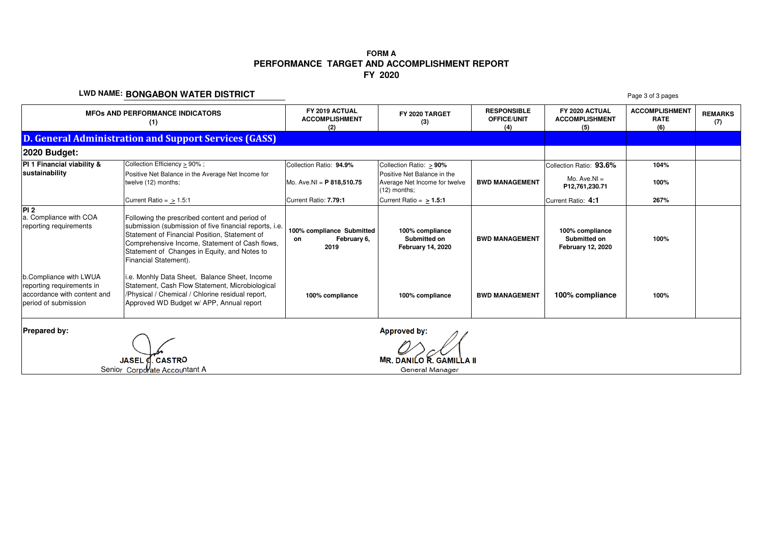**FORM A**
**PERFORMANCE TARGET AND ACCOMPLISHMENT REPORT**
**FY 2020**

**LWD NAME: BONGABON WATER DISTRICT**

| MFOs AND PERFORMANCE INDICATORS (1) | | FY 2019 ACTUAL ACCOMPLISHMENT (2) | FY 2020 TARGET (3) | RESPONSIBLE OFFICE/UNIT (4) | FY 2020 ACTUAL ACCOMPLISHMENT (5) | ACCOMPLISHMENT RATE (6) | REMARKS (7) |
|---|---|---|---|---|---|---|---|
| **D. General Administration and Support Services (GASS)** | | | | | | | |
| **2020 Budget:** | | | | | | | |
| **PI 1 Financial viability & sustainability** | Collection Efficiency ≥ 90% ; | Collection Ratio: **94.9%** | Collection Ratio: ≥ **90%** | **BWD MANAGEMENT** | Collection Ratio: **93.6%** | **104%** | |
| | Positive Net Balance in the Average Net Income for twelve (12) months; | Mo. Ave.NI = **P 818,510.75** | Positive Net Balance in the Average Net Income for twelve (12) months; | | Mo. Ave.NI = **P12,761,230.71** | **100%** | |
| | Current Ratio = ≥ 1.5:1 | Current Ratio: **7.79:1** | Current Ratio = ≥ **1.5:1** | | Current Ratio: **4:1** | **267%** | |
| **PI 2** a. Compliance with COA reporting requirements | Following the prescribed content and period of submission (submission of five financial reports, i.e. Statement of Financial Position, Statement of Comprehensive Income, Statement of Cash flows, Statement of Changes in Equity, and Notes to Financial Statement). | **100% compliance Submitted on February 6, 2019** | **100% compliance Submitted on February 14, 2020** | **BWD MANAGEMENT** | **100% compliance Submitted on February 12, 2020** | **100%** | |
| b.Compliance with LWUA reporting requirements in accordance with content and period of submission | i.e. Monhly Data Sheet, Balance Sheet, Income Statement, Cash Flow Statement, Microbiological /Physical / Chemical / Chlorine residual report, Approved WD Budget w/ APP, Annual report | **100% compliance** | **100% compliance** | **BWD MANAGEMENT** | **100% compliance** | **100%** | |

**Prepared by:**

JASEL C. CASTRO
Senior Corporate Accountant A

**Approved by:**

MR. DANILO R. GAMILLA II
General Manager